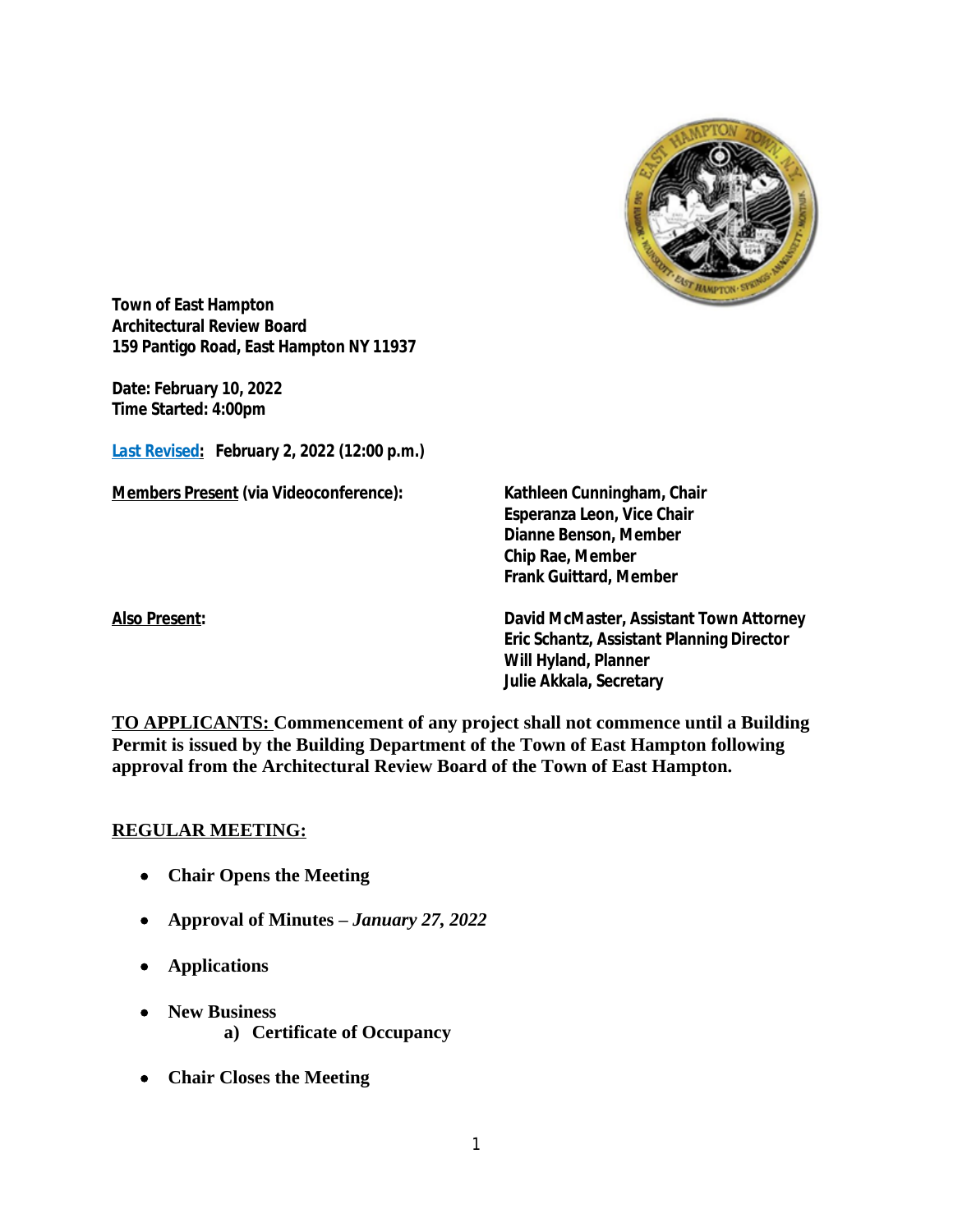**Town of East Hampton**
**Architectural Review Board**
**159 Pantigo Road, East Hampton NY 11937**

**Date: February 10, 2022**
**Time Started: 4:00pm**

**Last Revised: *February 2, 2022 (12:00 p.m.)***

| **Members Present (via Videoconference):** | **Kathleen Cunningham, Chair**<br>**Esperanza Leon, Vice Chair**<br>**Dianne Benson, Member**<br>**Chip Rae, Member**<br>**Frank Guittard, Member** |
|---|---|
| **Also Present:** | **David McMaster, Assistant Town Attorney**<br>**Eric Schantz, Assistant Planning Director**<br>**Will Hyland, Planner**<br>**Julie Akkala, Secretary** |

**TO APPLICANTS: Commencement of any project shall not commence until a Building Permit is issued by the Building Department of the Town of East Hampton following approval from the Architectural Review Board of the Town of East Hampton.**

## REGULAR MEETING:

- **Chair Opens the Meeting**
- **Approval of Minutes – *January 27, 2022***
- **Applications**
- **New Business**
  - **a) Certificate of Occupancy**
- **Chair Closes the Meeting**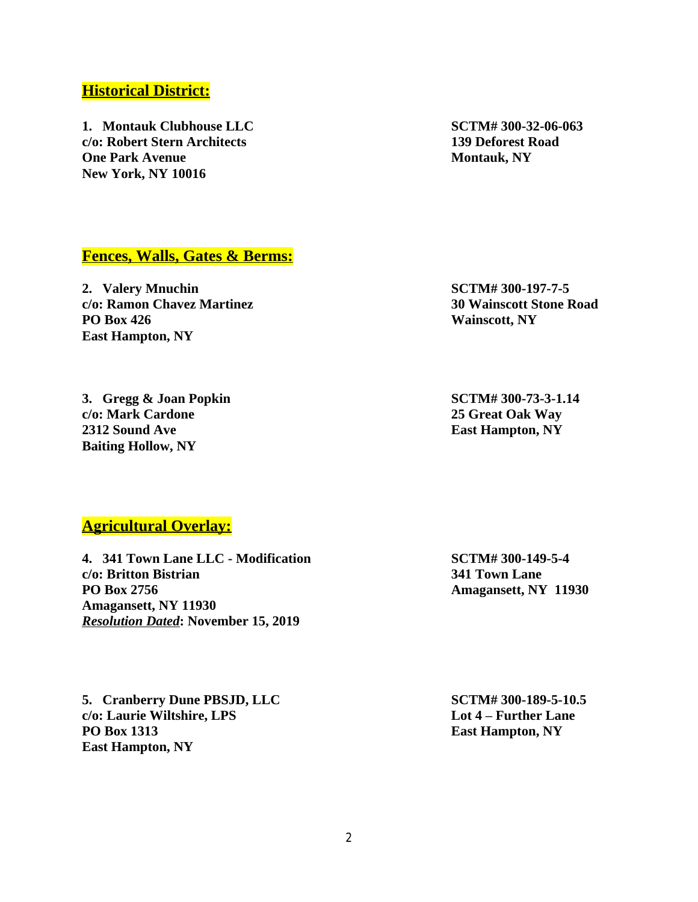## Historical District:

**1. Montauk Clubhouse LLC**
**c/o: Robert Stern Architects**
**One Park Avenue**
**New York, NY 10016**

**SCTM# 300-32-06-063**
**139 Deforest Road**
**Montauk, NY**

## Fences, Walls, Gates & Berms:

**2. Valery Mnuchin**
**c/o: Ramon Chavez Martinez**
**PO Box 426**
**East Hampton, NY**

**SCTM# 300-197-7-5**
**30 Wainscott Stone Road**
**Wainscott, NY**

**3. Gregg & Joan Popkin**
**c/o: Mark Cardone**
**2312 Sound Ave**
**Baiting Hollow, NY**

**SCTM# 300-73-3-1.14**
**25 Great Oak Way**
**East Hampton, NY**

## Agricultural Overlay:

**4. 341 Town Lane LLC - Modification**
**c/o: Britton Bistrian**
**PO Box 2756**
**Amagansett, NY 11930**
***Resolution Dated*: November 15, 2019**

**SCTM# 300-149-5-4**
**341 Town Lane**
**Amagansett, NY 11930**

**5. Cranberry Dune PBSJD, LLC**
**c/o: Laurie Wiltshire, LPS**
**PO Box 1313**
**East Hampton, NY**

**SCTM# 300-189-5-10.5**
**Lot 4 – Further Lane**
**East Hampton, NY**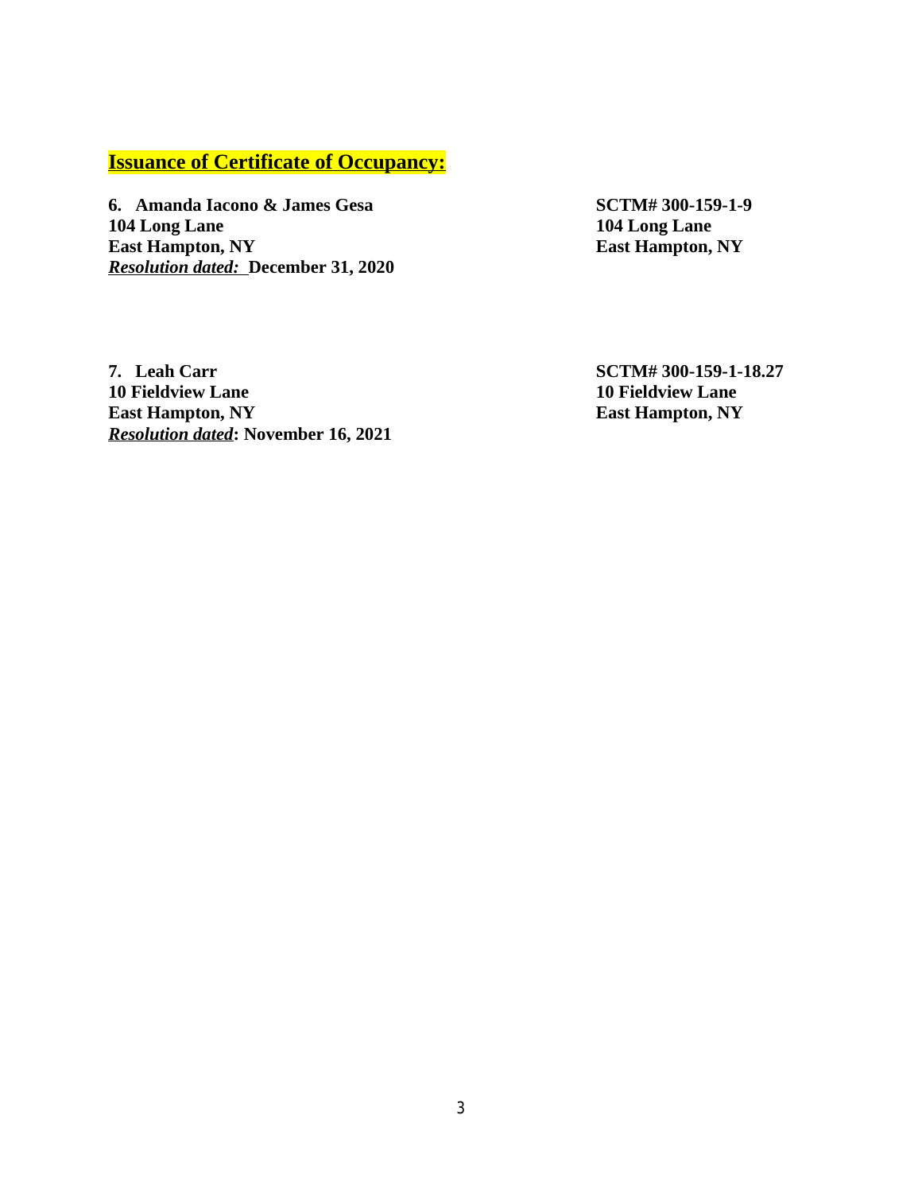## Issuance of Certificate of Occupancy:

**6. Amanda Iacono & James Gesa**
**104 Long Lane**
**East Hampton, NY**
***Resolution dated:*** **December 31, 2020**

**SCTM# 300-159-1-9**
**104 Long Lane**
**East Hampton, NY**

**7. Leah Carr**
**10 Fieldview Lane**
**East Hampton, NY**
***Resolution dated*****: November 16, 2021**

**SCTM# 300-159-1-18.27**
**10 Fieldview Lane**
**East Hampton, NY**